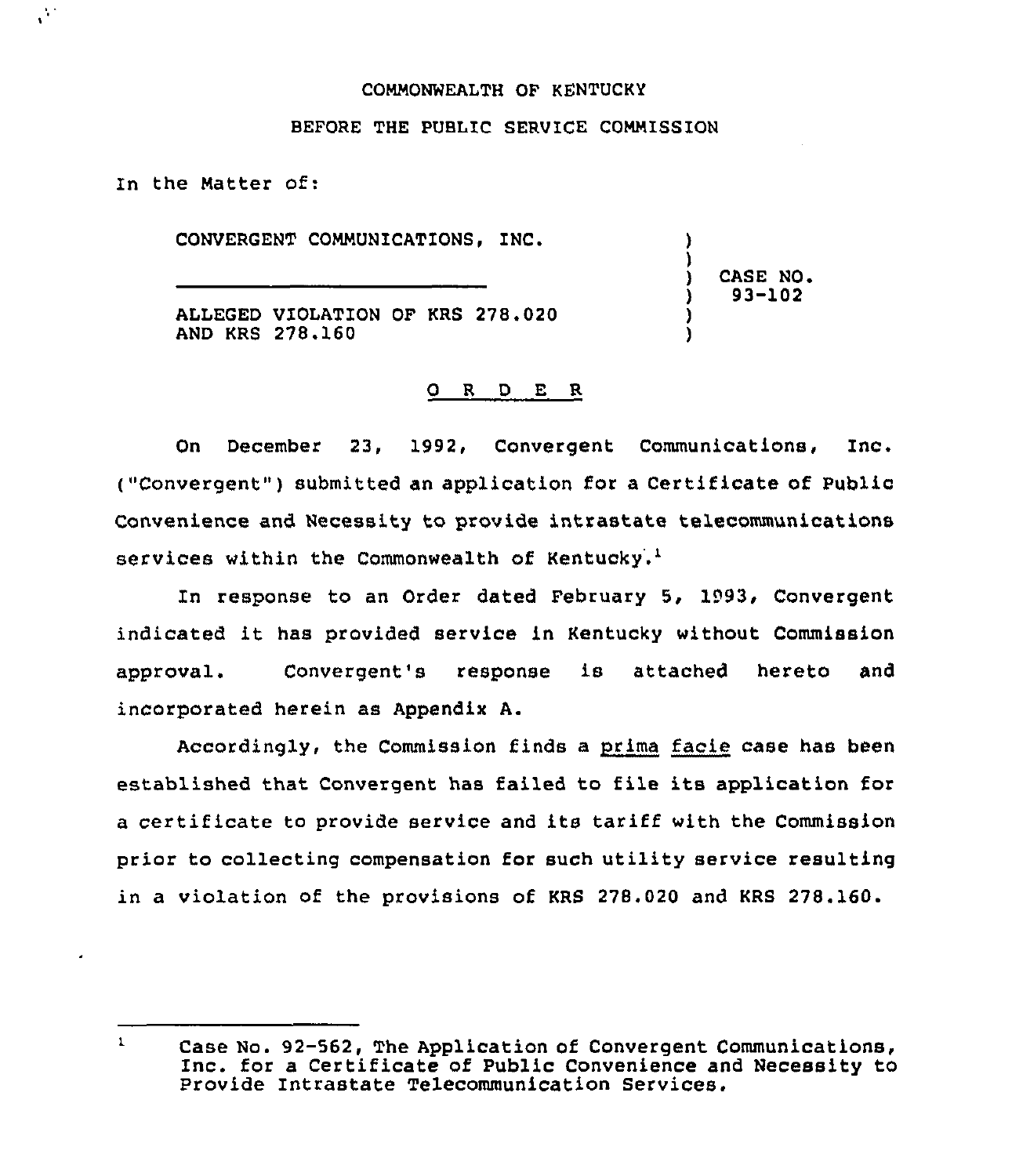COMMONWEALTH OF KENTUCKY

BEFORE THE PUBLIC SERVICE COMMISSION

In the Matter of:

CONVERGENT COMMUNICATIONS, INC.

ALLEGED VIOLATION OF KRS 278.020 AND KRS 278.160

CASE NO. 93-102

## O R D E R

On December 23, 1992, Convergent Communications, Inc. ("Convergent") submitted an application for a Certificate of Public Convenience and Necessity to provide intrastate telecommunications services within the Commonwealth of Kentucky.[1]

In response to an Order dated February 5, 1993, Convergent indicated it has provided service in Kentucky without Commission approval. Convergent's response is attached hereto and incorporated herein as Appendix A.

Accordingly, the Commission finds a prima facie case has been established that Convergent has failed to file its application for a certificate to provide service and its tariff with the Commission prior to collecting compensation for such utility service resulting in a violation of the provisions of KRS 278.020 and KRS 278.160.

---

[1] Case No. 92-562, The Application of Convergent Communications, Inc. for a Certificate of Public Convenience and Necessity to Provide Intrastate Telecommunication Services.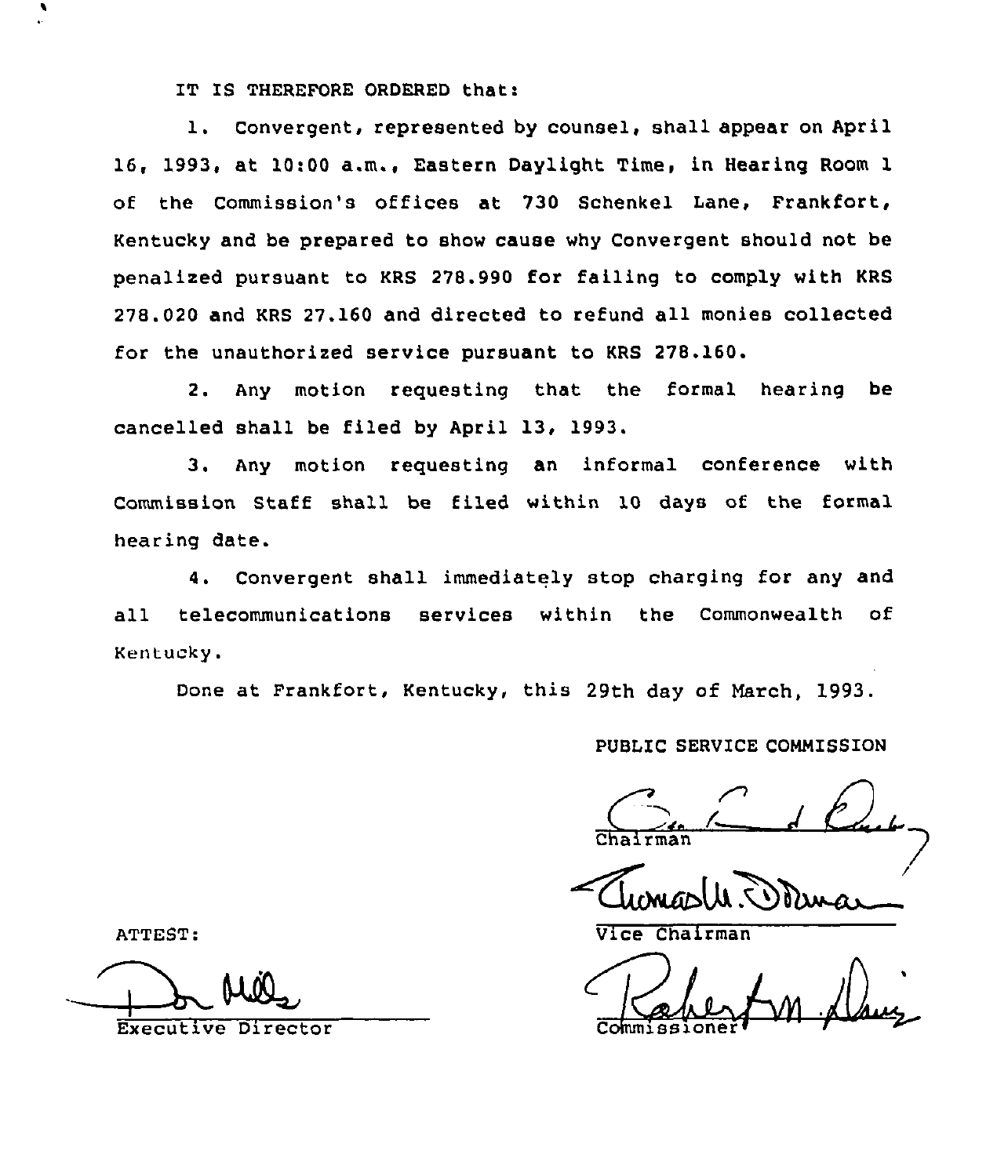IT IS THEREFORE ORDERED that:

1. Convergent, represented by counsel, shall appear on April 16, 1993, at 10:00 a.m., Eastern Daylight Time, in Hearing Room 1 of the Commission's offices at 730 Schenkel Lane, Frankfort, Kentucky and be prepared to show cause why Convergent should not be penalized pursuant to KRS 278.990 for failing to comply with KRS 278.020 and KRS 27.160 and directed to refund all monies collected for the unauthorized service pursuant to KRS 278.160.

2. Any motion requesting that the formal hearing be cancelled shall be filed by April 13, 1993.

3. Any motion requesting an informal conference with Commission Staff shall be filed within 10 days of the formal hearing date.

4. Convergent shall immediately stop charging for any and all telecommunications services within the Commonwealth of Kentucky.

Done at Frankfort, Kentucky, this 29th day of March, 1993.

PUBLIC SERVICE COMMISSION

Chairman

Vice Chairman

Commissioner

ATTEST:

Executive Director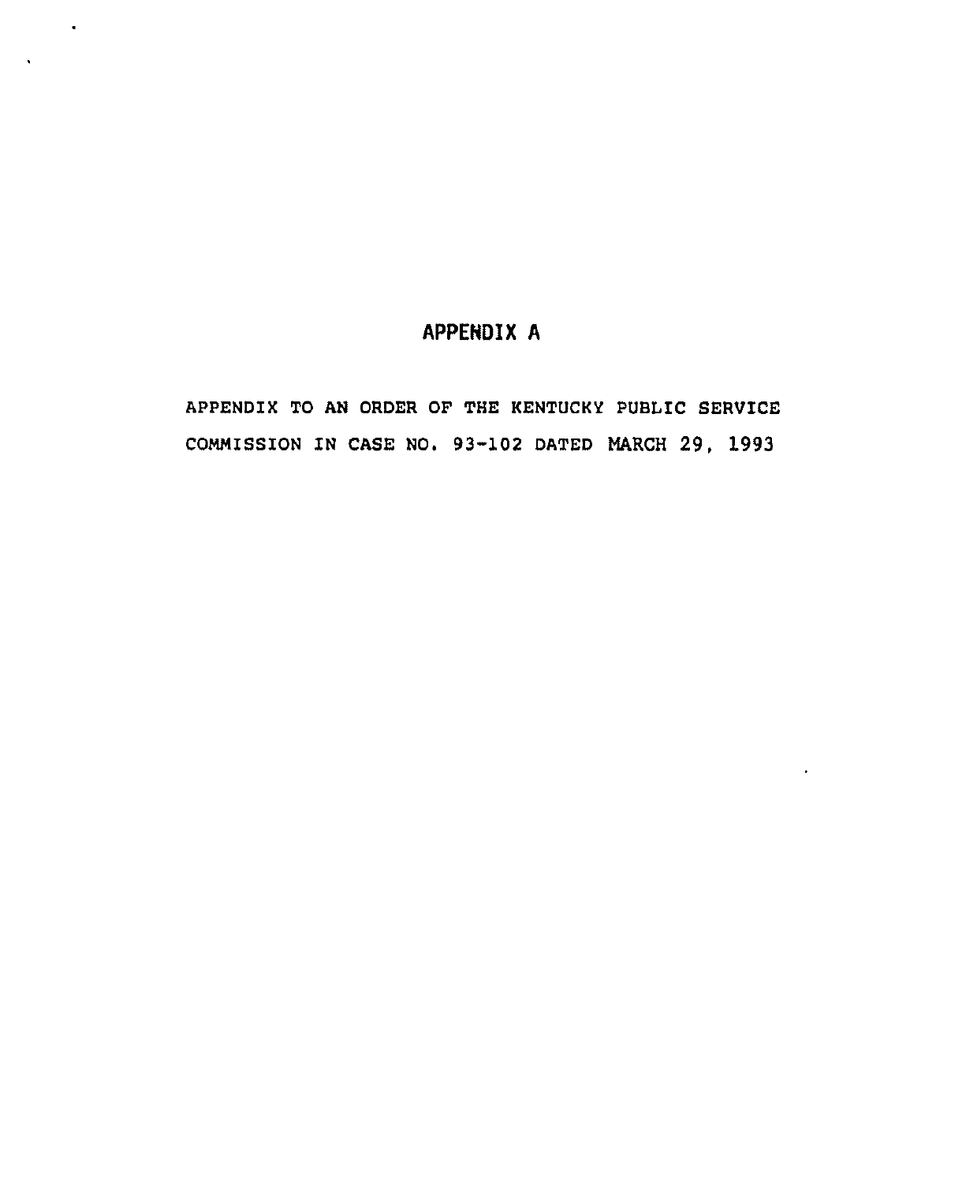# APPENDIX A

APPENDIX TO AN ORDER OF THE KENTUCKY PUBLIC SERVICE COMMISSION IN CASE NO. 93-102 DATED MARCH 29, 1993